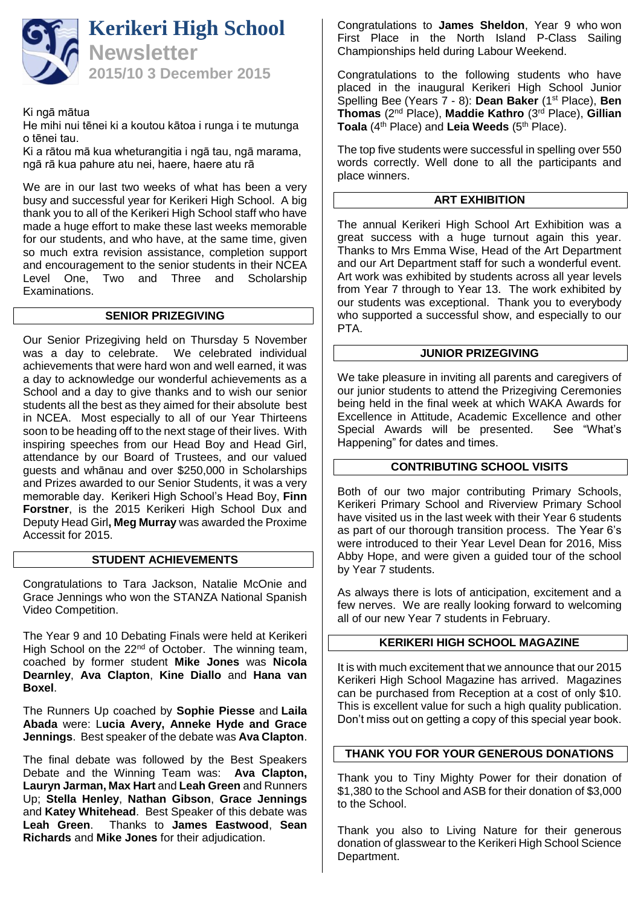# Kerikeri High School Newsletter

**2015/10 3 December 2015**

Ki ngā mātua
He mihi nui tēnei ki a koutou kātoa i runga i te mutunga o tēnei tau.
Ki a rātou mā kua wheturangitia i ngā tau, ngā marama, ngā rā kua pahure atu nei, haere, haere atu rā

We are in our last two weeks of what has been a very busy and successful year for Kerikeri High School. A big thank you to all of the Kerikeri High School staff who have made a huge effort to make these last weeks memorable for our students, and who have, at the same time, given so much extra revision assistance, completion support and encouragement to the senior students in their NCEA Level One, Two and Three and Scholarship Examinations.

## SENIOR PRIZEGIVING

Our Senior Prizegiving held on Thursday 5 November was a day to celebrate. We celebrated individual achievements that were hard won and well earned, it was a day to acknowledge our wonderful achievements as a School and a day to give thanks and to wish our senior students all the best as they aimed for their absolute best in NCEA. Most especially to all of our Year Thirteens soon to be heading off to the next stage of their lives. With inspiring speeches from our Head Boy and Head Girl, attendance by our Board of Trustees, and our valued guests and whānau and over $250,000 in Scholarships and Prizes awarded to our Senior Students, it was a very memorable day. Kerikeri High School's Head Boy, **Finn Forstner**, is the 2015 Kerikeri High School Dux and Deputy Head Girl**, Meg Murray** was awarded the Proxime Accessit for 2015.

## STUDENT ACHIEVEMENTS

Congratulations to Tara Jackson, Natalie McOnie and Grace Jennings who won the STANZA National Spanish Video Competition.

The Year 9 and 10 Debating Finals were held at Kerikeri High School on the 22nd of October. The winning team, coached by former student **Mike Jones** was **Nicola Dearnley**, **Ava Clapton**, **Kine Diallo** and **Hana van Boxel**.

The Runners Up coached by **Sophie Piesse** and **Laila Abada** were: L**ucia Avery, Anneke Hyde and Grace Jennings**. Best speaker of the debate was **Ava Clapton**.

The final debate was followed by the Best Speakers Debate and the Winning Team was: **Ava Clapton, Lauryn Jarman, Max Hart** and **Leah Green** and Runners Up; **Stella Henley**, **Nathan Gibson**, **Grace Jennings** and **Katey Whitehead**. Best Speaker of this debate was **Leah Green**. Thanks to **James Eastwood**, **Sean Richards** and **Mike Jones** for their adjudication.

Congratulations to **James Sheldon**, Year 9 who won First Place in the North Island P-Class Sailing Championships held during Labour Weekend.

Congratulations to the following students who have placed in the inaugural Kerikeri High School Junior Spelling Bee (Years 7 - 8): **Dean Baker** (1st Place), **Ben Thomas** (2nd Place), **Maddie Kathro** (3rd Place), **Gillian Toala** (4th Place) and **Leia Weeds** (5th Place).

The top five students were successful in spelling over 550 words correctly. Well done to all the participants and place winners.

## ART EXHIBITION

The annual Kerikeri High School Art Exhibition was a great success with a huge turnout again this year. Thanks to Mrs Emma Wise, Head of the Art Department and our Art Department staff for such a wonderful event. Art work was exhibited by students across all year levels from Year 7 through to Year 13. The work exhibited by our students was exceptional. Thank you to everybody who supported a successful show, and especially to our PTA.

## JUNIOR PRIZEGIVING

We take pleasure in inviting all parents and caregivers of our junior students to attend the Prizegiving Ceremonies being held in the final week at which WAKA Awards for Excellence in Attitude, Academic Excellence and other Special Awards will be presented. See "What's Happening" for dates and times.

## CONTRIBUTING SCHOOL VISITS

Both of our two major contributing Primary Schools, Kerikeri Primary School and Riverview Primary School have visited us in the last week with their Year 6 students as part of our thorough transition process. The Year 6's were introduced to their Year Level Dean for 2016, Miss Abby Hope, and were given a guided tour of the school by Year 7 students.

As always there is lots of anticipation, excitement and a few nerves. We are really looking forward to welcoming all of our new Year 7 students in February.

## KERIKERI HIGH SCHOOL MAGAZINE

It is with much excitement that we announce that our 2015 Kerikeri High School Magazine has arrived. Magazines can be purchased from Reception at a cost of only $10. This is excellent value for such a high quality publication. Don't miss out on getting a copy of this special year book.

## THANK YOU FOR YOUR GENEROUS DONATIONS

Thank you to Tiny Mighty Power for their donation of $1,380 to the School and ASB for their donation of $3,000 to the School.

Thank you also to Living Nature for their generous donation of glasswear to the Kerikeri High School Science Department.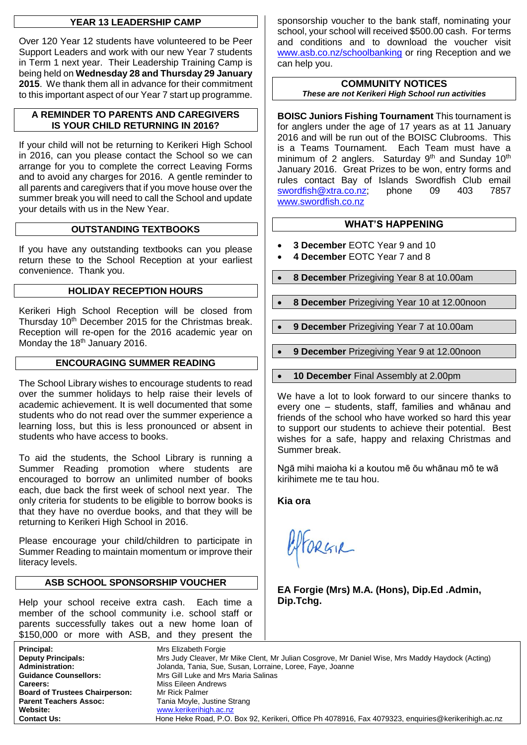## YEAR 13 LEADERSHIP CAMP

Over 120 Year 12 students have volunteered to be Peer Support Leaders and work with our new Year 7 students in Term 1 next year. Their Leadership Training Camp is being held on **Wednesday 28 and Thursday 29 January 2015**. We thank them all in advance for their commitment to this important aspect of our Year 7 start up programme.

## A REMINDER TO PARENTS AND CAREGIVERS IS YOUR CHILD RETURNING IN 2016?

If your child will not be returning to Kerikeri High School in 2016, can you please contact the School so we can arrange for you to complete the correct Leaving Forms and to avoid any charges for 2016. A gentle reminder to all parents and caregivers that if you move house over the summer break you will need to call the School and update your details with us in the New Year.

## OUTSTANDING TEXTBOOKS

If you have any outstanding textbooks can you please return these to the School Reception at your earliest convenience. Thank you.

## HOLIDAY RECEPTION HOURS

Kerikeri High School Reception will be closed from Thursday 10th December 2015 for the Christmas break. Reception will re-open for the 2016 academic year on Monday the 18th January 2016.

## ENCOURAGING SUMMER READING

The School Library wishes to encourage students to read over the summer holidays to help raise their levels of academic achievement. It is well documented that some students who do not read over the summer experience a learning loss, but this is less pronounced or absent in students who have access to books.

To aid the students, the School Library is running a Summer Reading promotion where students are encouraged to borrow an unlimited number of books each, due back the first week of school next year. The only criteria for students to be eligible to borrow books is that they have no overdue books, and that they will be returning to Kerikeri High School in 2016.

Please encourage your child/children to participate in Summer Reading to maintain momentum or improve their literacy levels.

## ASB SCHOOL SPONSORSHIP VOUCHER

Help your school receive extra cash. Each time a member of the school community i.e. school staff or parents successfully takes out a new home loan of $150,000 or more with ASB, and they present the sponsorship voucher to the bank staff, nominating your school, your school will received $500.00 cash. For terms and conditions and to download the voucher visit www.asb.co.nz/schoolbanking or ring Reception and we can help you.

## COMMUNITY NOTICES

*These are not Kerikeri High School run activities*

**BOISC Juniors Fishing Tournament** This tournament is for anglers under the age of 17 years as at 11 January 2016 and will be run out of the BOISC Clubrooms. This is a Teams Tournament. Each Team must have a minimum of 2 anglers. Saturday 9th and Sunday 10th January 2016. Great Prizes to be won, entry forms and rules contact Bay of Islands Swordfish Club email swordfish@xtra.co.nz; phone 09 403 7857 www.swordfish.co.nz

## WHAT'S HAPPENING

- **3 December** EOTC Year 9 and 10
- **4 December** EOTC Year 7 and 8
- **8 December** Prizegiving Year 8 at 10.00am
- **8 December** Prizegiving Year 10 at 12.00noon
- **9 December** Prizegiving Year 7 at 10.00am
- **9 December** Prizegiving Year 9 at 12.00noon
- **10 December** Final Assembly at 2.00pm

We have a lot to look forward to our sincere thanks to every one – students, staff, families and whānau and friends of the school who have worked so hard this year to support our students to achieve their potential. Best wishes for a safe, happy and relaxing Christmas and Summer break.

Ngā mihi maioha ki a koutou mē ōu whānau mō te wā kirihimete me te tau hou.

**Kia ora**

EFORGIE

**EA Forgie (Mrs) M.A. (Hons), Dip.Ed .Admin, Dip.Tchg.**

| | |
|---|---|
| **Principal:** | Mrs Elizabeth Forgie |
| **Deputy Principals:** | Mrs Judy Cleaver, Mr Mike Clent, Mr Julian Cosgrove, Mr Daniel Wise, Mrs Maddy Haydock (Acting) |
| **Administration:** | Jolanda, Tania, Sue, Susan, Lorraine, Loree, Faye, Joanne |
| **Guidance Counsellors:** | Mrs Gill Luke and Mrs Maria Salinas |
| **Careers:** | Miss Eileen Andrews |
| **Board of Trustees Chairperson:** | Mr Rick Palmer |
| **Parent Teachers Assoc:** | Tania Moyle, Justine Strang |
| **Website:** | www.kerikerihigh.ac.nz |
| **Contact Us:** | Hone Heke Road, P.O. Box 92, Kerikeri, Office Ph 4078916, Fax 4079323, enquiries@kerikerihigh.ac.nz |